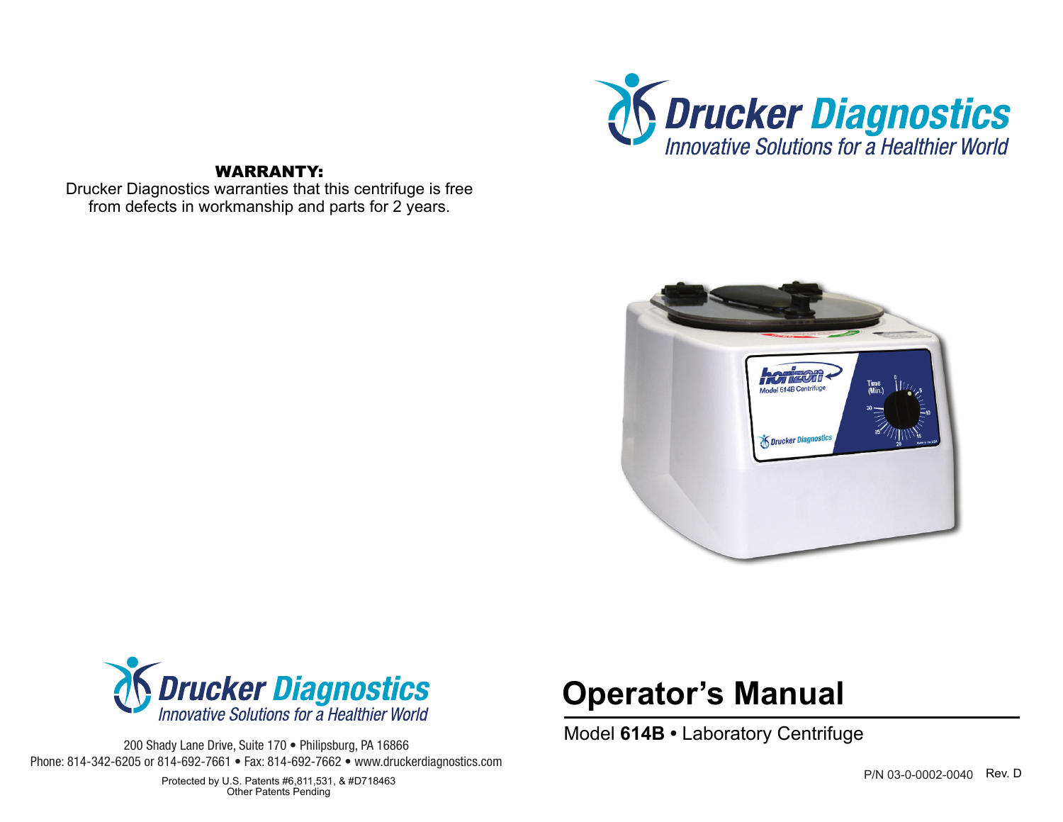Drucker Diagnostics
*Innovative Solutions for a Healthier World*

**WARRANTY:**
Drucker Diagnostics warranties that this centrifuge is free from defects in workmanship and parts for 2 years.

Drucker Diagnostics
*Innovative Solutions for a Healthier World*

200 Shady Lane Drive, Suite 170 • Philipsburg, PA 16866
Phone: 814-342-6205 or 814-692-7661 • Fax: 814-692-7662 • www.druckerdiagnostics.com

Protected by U.S. Patents #6,811,531, & #D718463
Other Patents Pending

# Operator's Manual

Model **614B** • Laboratory Centrifuge

P/N 03-0-0002-0040 Rev. D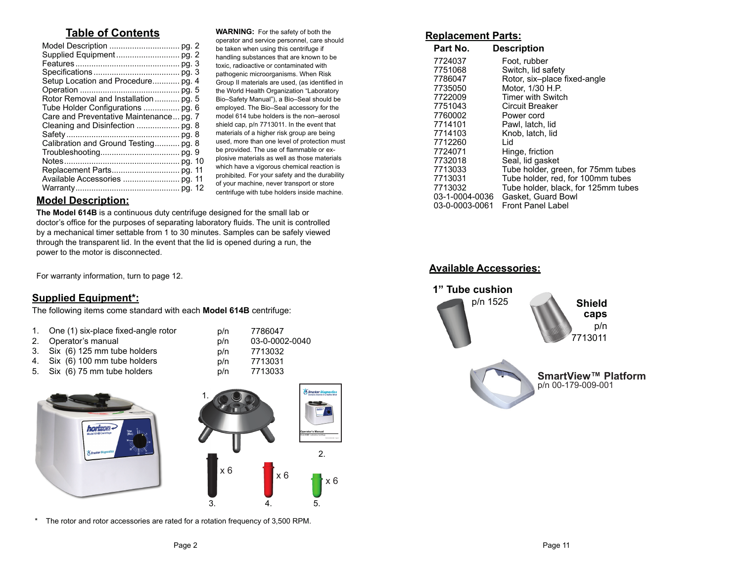## Table of Contents

Model Description ............................... pg. 2
Supplied Equipment ............................ pg. 2
Features ............................................. pg. 3
Specifications ...................................... pg. 3
Setup Location and Procedure............ pg. 4
Operation ............................................ pg. 5
Rotor Removal and Installation ........... pg. 5
Tube Holder Configurations ................ pg. 6
Care and Preventative Maintenance... pg. 7
Cleaning and Disinfection ................... pg. 8
Safety .................................................. pg. 8
Calibration and Ground Testing........... pg. 8
Troubleshooting................................... pg. 9
Notes................................................... pg. 10
Replacement Parts.............................. pg. 11
Available Accessories ......................... pg. 11
Warranty............................................. pg. 12

**WARNING:** For the safety of both the operator and service personnel, care should be taken when using this centrifuge if handling substances that are known to be toxic, radioactive or contaminated with pathogenic microorganisms. When Risk Group II materials are used, (as identified in the World Health Organization "Laboratory Bio–Safety Manual"), a Bio–Seal should be employed. The Bio–Seal accessory for the model 614 tube holders is the non–aerosol shield cap, p/n 7713011. In the event that materials of a higher risk group are being used, more than one level of protection must be provided. The use of flammable or explosive materials as well as those materials which have a vigorous chemical reaction is prohibited. For your safety and the durability of your machine, never transport or store centrifuge with tube holders inside machine.

## Model Description:

**The Model 614B** is a continuous duty centrifuge designed for the small lab or doctor's office for the purposes of separating laboratory fluids. The unit is controlled by a mechanical timer settable from 1 to 30 minutes. Samples can be safely viewed through the transparent lid. In the event that the lid is opened during a run, the power to the motor is disconnected.

For warranty information, turn to page 12.

## Supplied Equipment*:

The following items come standard with each **Model 614B** centrifuge:

| | Item | | Part No. |
|---|---|---|---|
| 1. | One (1) six-place fixed-angle rotor | p/n | 7786047 |
| 2. | Operator's manual | p/n | 03-0-0002-0040 |
| 3. | Six (6) 125 mm tube holders | p/n | 7713032 |
| 4. | Six (6) 100 mm tube holders | p/n | 7713031 |
| 5. | Six (6) 75 mm tube holders | p/n | 7713033 |

1. 2. 3. x 6 4. x 6 5. x 6

\* The rotor and rotor accessories are rated for a rotation frequency of 3,500 RPM.

## Replacement Parts:

| Part No. | Description |
|---|---|
| 7724037 | Foot, rubber |
| 7751068 | Switch, lid safety |
| 7786047 | Rotor, six–place fixed-angle |
| 7735050 | Motor, 1/30 H.P. |
| 7722009 | Timer with Switch |
| 7751043 | Circuit Breaker |
| 7760002 | Power cord |
| 7714101 | Pawl, latch, lid |
| 7714103 | Knob, latch, lid |
| 7712260 | Lid |
| 7724071 | Hinge, friction |
| 7732018 | Seal, lid gasket |
| 7713033 | Tube holder, green, for 75mm tubes |
| 7713031 | Tube holder, red, for 100mm tubes |
| 7713032 | Tube holder, black, for 125mm tubes |
| 03-1-0004-0036 | Gasket, Guard Bowl |
| 03-0-0003-0061 | Front Panel Label |

## Available Accessories:

**1" Tube cushion**
p/n 1525

**Shield caps**
p/n 7713011

**SmartView™ Platform**
p/n 00-179-009-001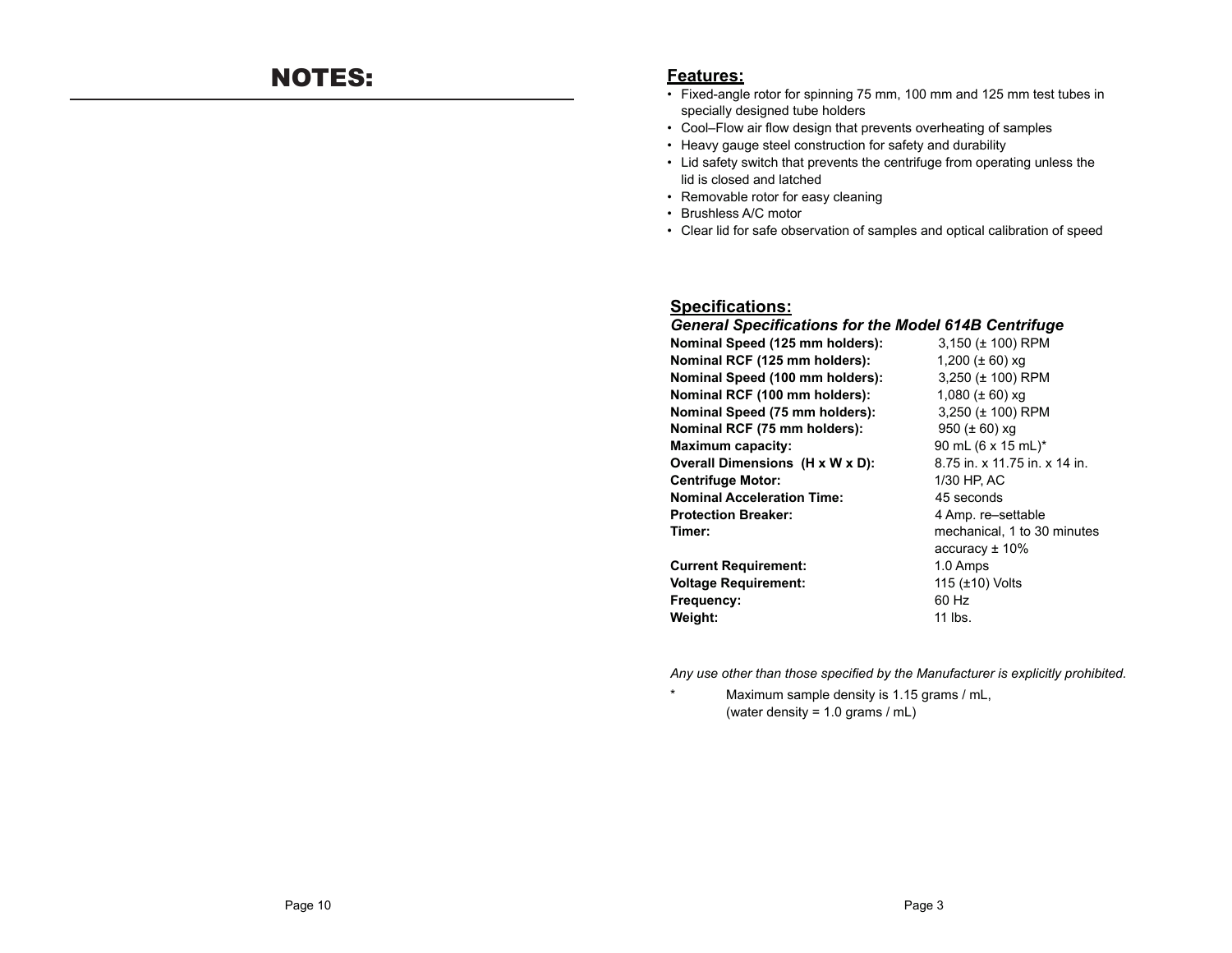# NOTES:

## Features:

- Fixed-angle rotor for spinning 75 mm, 100 mm and 125 mm test tubes in specially designed tube holders
- Cool–Flow air flow design that prevents overheating of samples
- Heavy gauge steel construction for safety and durability
- Lid safety switch that prevents the centrifuge from operating unless the lid is closed and latched
- Removable rotor for easy cleaning
- Brushless A/C motor
- Clear lid for safe observation of samples and optical calibration of speed

## Specifications:

### *General Specifications for the Model 614B Centrifuge*

| | |
|---|---|
| **Nominal Speed (125 mm holders):** | 3,150 (± 100) RPM |
| **Nominal RCF (125 mm holders):** | 1,200 (± 60) xg |
| **Nominal Speed (100 mm holders):** | 3,250 (± 100) RPM |
| **Nominal RCF (100 mm holders):** | 1,080 (± 60) xg |
| **Nominal Speed (75 mm holders):** | 3,250 (± 100) RPM |
| **Nominal RCF (75 mm holders):** | 950 (± 60) xg |
| **Maximum capacity:** | 90 mL (6 x 15 mL)* |
| **Overall Dimensions (H x W x D):** | 8.75 in. x 11.75 in. x 14 in. |
| **Centrifuge Motor:** | 1/30 HP, AC |
| **Nominal Acceleration Time:** | 45 seconds |
| **Protection Breaker:** | 4 Amp. re–settable |
| **Timer:** | mechanical, 1 to 30 minutes accuracy ± 10% |
| **Current Requirement:** | 1.0 Amps |
| **Voltage Requirement:** | 115 (±10) Volts |
| **Frequency:** | 60 Hz |
| **Weight:** | 11 lbs. |

*Any use other than those specified by the Manufacturer is explicitly prohibited.*

\* Maximum sample density is 1.15 grams / mL, (water density = 1.0 grams / mL)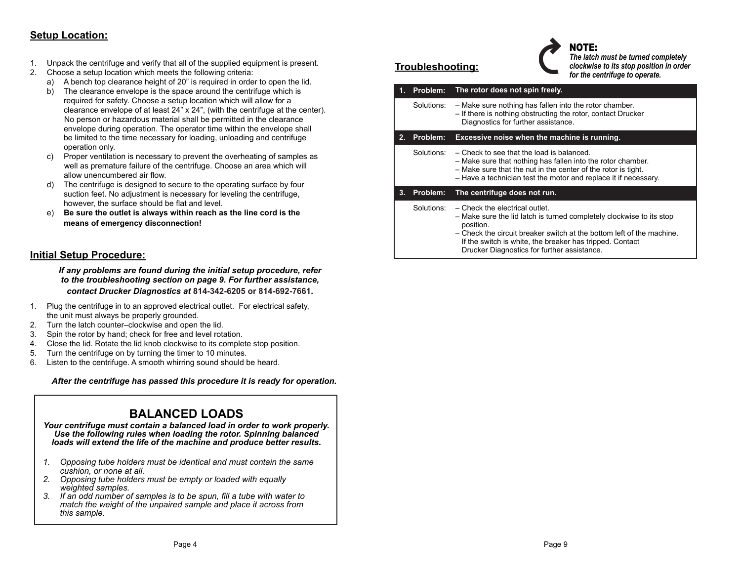## Setup Location:

1. Unpack the centrifuge and verify that all of the supplied equipment is present.
2. Choose a setup location which meets the following criteria:
   a) A bench top clearance height of 20" is required in order to open the lid.
   b) The clearance envelope is the space around the centrifuge which is required for safety. Choose a setup location which will allow for a clearance envelope of at least 24" x 24", (with the centrifuge at the center). No person or hazardous material shall be permitted in the clearance envelope during operation. The operator time within the envelope shall be limited to the time necessary for loading, unloading and centrifuge operation only.
   c) Proper ventilation is necessary to prevent the overheating of samples as well as premature failure of the centrifuge. Choose an area which will allow unencumbered air flow.
   d) The centrifuge is designed to secure to the operating surface by four suction feet. No adjustment is necessary for leveling the centrifuge, however, the surface should be flat and level.
   e) **Be sure the outlet is always within reach as the line cord is the means of emergency disconnection!**

## Initial Setup Procedure:

***If any problems are found during the initial setup procedure, refer to the troubleshooting section on page 9. For further assistance, contact Drucker Diagnostics at* 814-342-6205 *or* 814-692-7661.**

1. Plug the centrifuge in to an approved electrical outlet. For electrical safety, the unit must always be properly grounded.
2. Turn the latch counter–clockwise and open the lid.
3. Spin the rotor by hand; check for free and level rotation.
4. Close the lid. Rotate the lid knob clockwise to its complete stop position.
5. Turn the centrifuge on by turning the timer to 10 minutes.
6. Listen to the centrifuge. A smooth whirring sound should be heard.

***After the centrifuge has passed this procedure it is ready for operation.***

## BALANCED LOADS

***Your centrifuge must contain a balanced load in order to work properly. Use the following rules when loading the rotor. Spinning balanced loads will extend the life of the machine and produce better results.***

1. *Opposing tube holders must be identical and must contain the same cushion, or none at all.*
2. *Opposing tube holders must be empty or loaded with equally weighted samples.*
3. *If an odd number of samples is to be spun, fill a tube with water to match the weight of the unpaired sample and place it across from this sample.*

## Troubleshooting:

**NOTE:**
***The latch must be turned completely clockwise to its stop position in order for the centrifuge to operate.***

| | | |
|---|---|---|
| **1.** | **Problem:** | **The rotor does not spin freely.** |
| | Solutions: | – Make sure nothing has fallen into the rotor chamber.<br>– If there is nothing obstructing the rotor, contact Drucker Diagnostics for further assistance. |
| **2.** | **Problem:** | **Excessive noise when the machine is running.** |
| | Solutions: | – Check to see that the load is balanced.<br>– Make sure that nothing has fallen into the rotor chamber.<br>– Make sure that the nut in the center of the rotor is tight.<br>– Have a technician test the motor and replace it if necessary. |
| **3.** | **Problem:** | **The centrifuge does not run.** |
| | Solutions: | – Check the electrical outlet.<br>– Make sure the lid latch is turned completely clockwise to its stop position.<br>– Check the circuit breaker switch at the bottom left of the machine. If the switch is white, the breaker has tripped. Contact Drucker Diagnostics for further assistance. |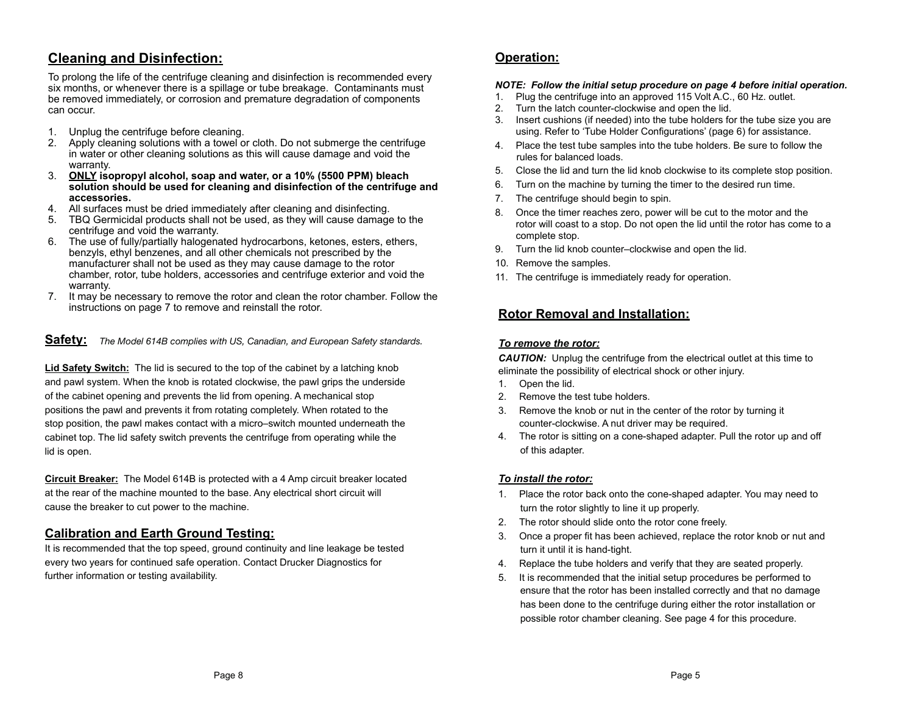## Cleaning and Disinfection:

To prolong the life of the centrifuge cleaning and disinfection is recommended every six months, or whenever there is a spillage or tube breakage. Contaminants must be removed immediately, or corrosion and premature degradation of components can occur.

1. Unplug the centrifuge before cleaning.
2. Apply cleaning solutions with a towel or cloth. Do not submerge the centrifuge in water or other cleaning solutions as this will cause damage and void the warranty.
3. **ONLY isopropyl alcohol, soap and water, or a 10% (5500 PPM) bleach solution should be used for cleaning and disinfection of the centrifuge and accessories.**
4. All surfaces must be dried immediately after cleaning and disinfecting.
5. TBQ Germicidal products shall not be used, as they will cause damage to the centrifuge and void the warranty.
6. The use of fully/partially halogenated hydrocarbons, ketones, esters, ethers, benzyls, ethyl benzenes, and all other chemicals not prescribed by the manufacturer shall not be used as they may cause damage to the rotor chamber, rotor, tube holders, accessories and centrifuge exterior and void the warranty.
7. It may be necessary to remove the rotor and clean the rotor chamber. Follow the instructions on page 7 to remove and reinstall the rotor.

## Safety:

*The Model 614B complies with US, Canadian, and European Safety standards.*

**Lid Safety Switch:** The lid is secured to the top of the cabinet by a latching knob and pawl system. When the knob is rotated clockwise, the pawl grips the underside of the cabinet opening and prevents the lid from opening. A mechanical stop positions the pawl and prevents it from rotating completely. When rotated to the stop position, the pawl makes contact with a micro–switch mounted underneath the cabinet top. The lid safety switch prevents the centrifuge from operating while the lid is open.

**Circuit Breaker:** The Model 614B is protected with a 4 Amp circuit breaker located at the rear of the machine mounted to the base. Any electrical short circuit will cause the breaker to cut power to the machine.

## Calibration and Earth Ground Testing:

It is recommended that the top speed, ground continuity and line leakage be tested every two years for continued safe operation. Contact Drucker Diagnostics for further information or testing availability.

## Operation:

***NOTE: Follow the initial setup procedure on page 4 before initial operation.***

1. Plug the centrifuge into an approved 115 Volt A.C., 60 Hz. outlet.
2. Turn the latch counter-clockwise and open the lid.
3. Insert cushions (if needed) into the tube holders for the tube size you are using. Refer to 'Tube Holder Configurations' (page 6) for assistance.
4. Place the test tube samples into the tube holders. Be sure to follow the rules for balanced loads.
5. Close the lid and turn the lid knob clockwise to its complete stop position.
6. Turn on the machine by turning the timer to the desired run time.
7. The centrifuge should begin to spin.
8. Once the timer reaches zero, power will be cut to the motor and the rotor will coast to a stop. Do not open the lid until the rotor has come to a complete stop.
9. Turn the lid knob counter–clockwise and open the lid.
10. Remove the samples.
11. The centrifuge is immediately ready for operation.

## Rotor Removal and Installation:

### *To remove the rotor:*

***CAUTION:*** Unplug the centrifuge from the electrical outlet at this time to eliminate the possibility of electrical shock or other injury.

1. Open the lid.
2. Remove the test tube holders.
3. Remove the knob or nut in the center of the rotor by turning it counter-clockwise. A nut driver may be required.
4. The rotor is sitting on a cone-shaped adapter. Pull the rotor up and off of this adapter.

### *To install the rotor:*

1. Place the rotor back onto the cone-shaped adapter. You may need to turn the rotor slightly to line it up properly.
2. The rotor should slide onto the rotor cone freely.
3. Once a proper fit has been achieved, replace the rotor knob or nut and turn it until it is hand-tight.
4. Replace the tube holders and verify that they are seated properly.
5. It is recommended that the initial setup procedures be performed to ensure that the rotor has been installed correctly and that no damage has been done to the centrifuge during either the rotor installation or possible rotor chamber cleaning. See page 4 for this procedure.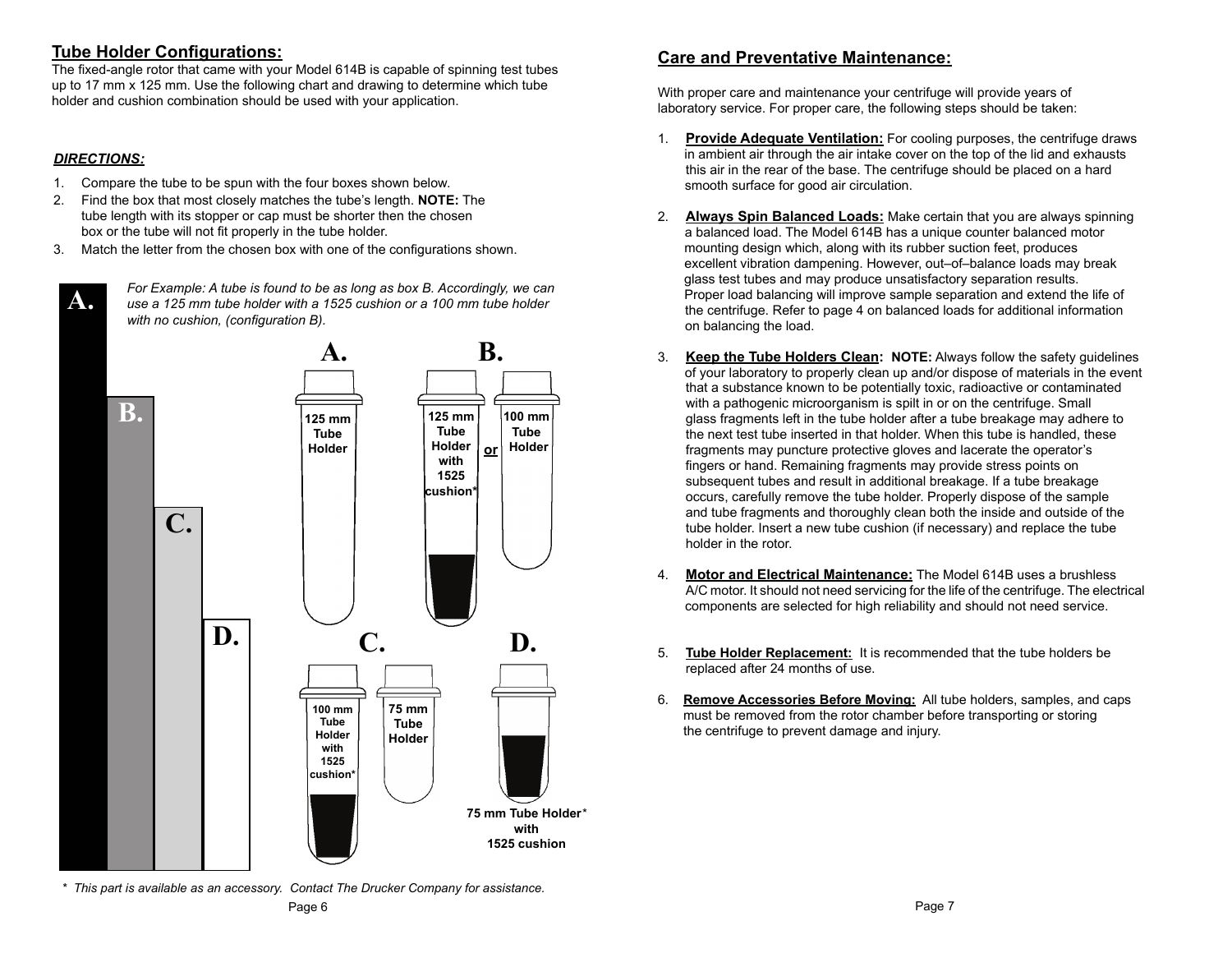## Tube Holder Configurations:

The fixed-angle rotor that came with your Model 614B is capable of spinning test tubes up to 17 mm x 125 mm. Use the following chart and drawing to determine which tube holder and cushion combination should be used with your application.

***DIRECTIONS:***

1. Compare the tube to be spun with the four boxes shown below.
2. Find the box that most closely matches the tube's length. **NOTE:** The tube length with its stopper or cap must be shorter then the chosen box or the tube will not fit properly in the tube holder.
3. Match the letter from the chosen box with one of the configurations shown.

*For Example: A tube is found to be as long as box B. Accordingly, we can use a 125 mm tube holder with a 1525 cushion or a 100 mm tube holder with no cushion, (configuration B).*

A.

B.

C.

D.

**A.**

**125 mm Tube Holder**

**B.**

**125 mm Tube Holder with 1525 cushion*** **or** **100 mm Tube Holder**

**C.**

**100 mm Tube Holder with 1525 cushion*** **75 mm Tube Holder**

**D.**

**75 mm Tube Holder* with 1525 cushion**

*\* This part is available as an accessory. Contact The Drucker Company for assistance.*

## Care and Preventative Maintenance:

With proper care and maintenance your centrifuge will provide years of laboratory service. For proper care, the following steps should be taken:

1. **Provide Adequate Ventilation:** For cooling purposes, the centrifuge draws in ambient air through the air intake cover on the top of the lid and exhausts this air in the rear of the base. The centrifuge should be placed on a hard smooth surface for good air circulation.

2. **Always Spin Balanced Loads:** Make certain that you are always spinning a balanced load. The Model 614B has a unique counter balanced motor mounting design which, along with its rubber suction feet, produces excellent vibration dampening. However, out–of–balance loads may break glass test tubes and may produce unsatisfactory separation results. Proper load balancing will improve sample separation and extend the life of the centrifuge. Refer to page 4 on balanced loads for additional information on balancing the load.

3. **Keep the Tube Holders Clean: NOTE:** Always follow the safety guidelines of your laboratory to properly clean up and/or dispose of materials in the event that a substance known to be potentially toxic, radioactive or contaminated with a pathogenic microorganism is spilt in or on the centrifuge. Small glass fragments left in the tube holder after a tube breakage may adhere to the next test tube inserted in that holder. When this tube is handled, these fragments may puncture protective gloves and lacerate the operator's fingers or hand. Remaining fragments may provide stress points on subsequent tubes and result in additional breakage. If a tube breakage occurs, carefully remove the tube holder. Properly dispose of the sample and tube fragments and thoroughly clean both the inside and outside of the tube holder. Insert a new tube cushion (if necessary) and replace the tube holder in the rotor.

4. **Motor and Electrical Maintenance:** The Model 614B uses a brushless A/C motor. It should not need servicing for the life of the centrifuge. The electrical components are selected for high reliability and should not need service.

5. **Tube Holder Replacement:** It is recommended that the tube holders be replaced after 24 months of use.

6. **Remove Accessories Before Moving:** All tube holders, samples, and caps must be removed from the rotor chamber before transporting or storing the centrifuge to prevent damage and injury.